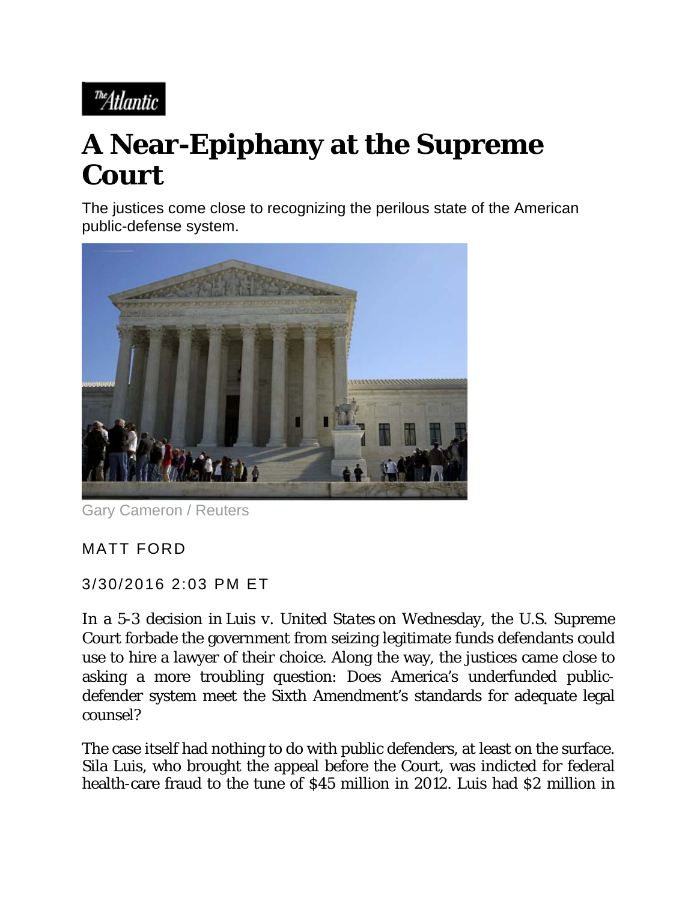The Atlantic

# A Near-Epiphany at the Supreme Court

The justices come close to recognizing the perilous state of the American public-defense system.

Gary Cameron / Reuters

MATT FORD

3/30/2016 2:03 PM ET

In a 5-3 decision in *Luis v. United States* on Wednesday, the U.S. Supreme Court forbade the government from seizing legitimate funds defendants could use to hire a lawyer of their choice. Along the way, the justices came close to asking a more troubling question: Does America's underfunded public-defender system meet the Sixth Amendment's standards for adequate legal counsel?

The case itself had nothing to do with public defenders, at least on the surface. Sila Luis, who brought the appeal before the Court, was indicted for federal health-care fraud to the tune of $45 million in 2012. Luis had $2 million in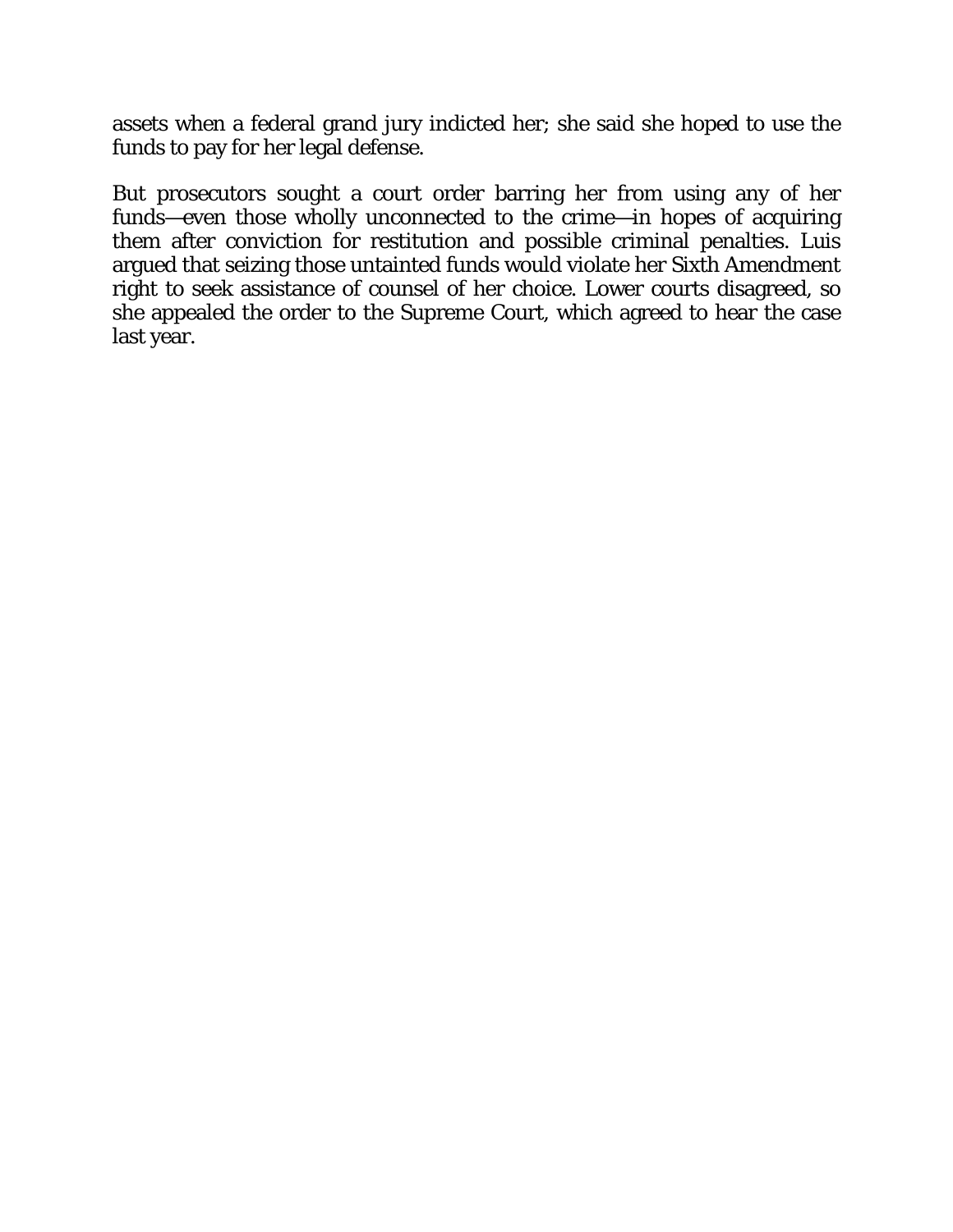assets when a federal grand jury indicted her; she said she hoped to use the funds to pay for her legal defense.

But prosecutors sought a court order barring her from using any of her funds—even those wholly unconnected to the crime—in hopes of acquiring them after conviction for restitution and possible criminal penalties. Luis argued that seizing those untainted funds would violate her Sixth Amendment right to seek assistance of counsel of her choice. Lower courts disagreed, so she appealed the order to the Supreme Court, which agreed to hear the case last year.